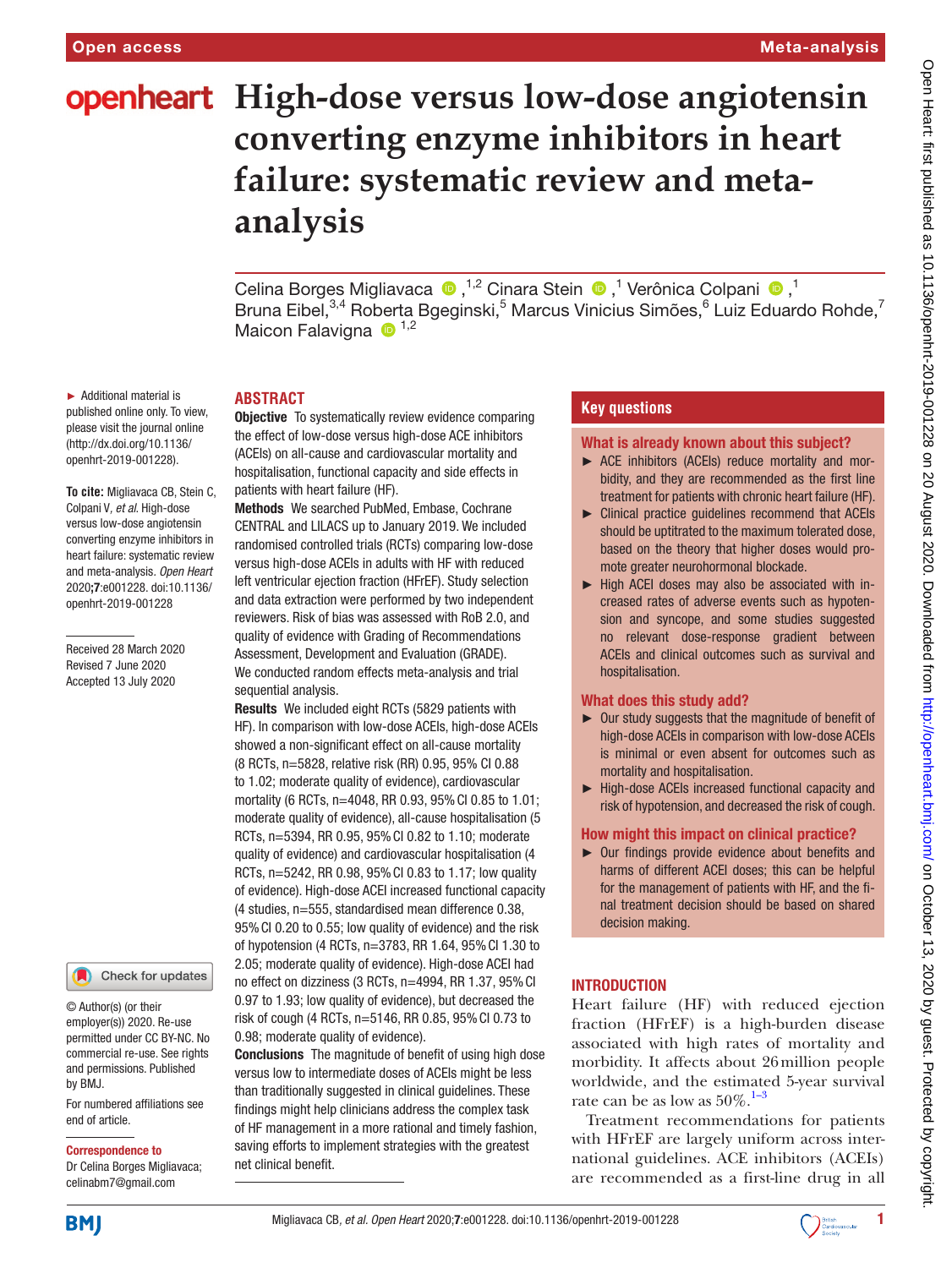Open access | Meta-analysis

# High-dose versus low-dose angiotensin converting enzyme inhibitors in heart failure: systematic review and meta-analysis

Celina Borges Migliavaca[1,2] Cinara Stein[1] Verônica Colpani[1] Bruna Eibel[3,4] Roberta Bgeginski[5] Marcus Vinicius Simões[6] Luiz Eduardo Rohde[7] Maicon Falavigna[1,2]

► Additional material is published online only. To view, please visit the journal online (http://dx.doi.org/10.1136/openhrt-2019-001228).

**To cite:** Migliavaca CB, Stein C, Colpani V, *et al*. High-dose versus low-dose angiotensin converting enzyme inhibitors in heart failure: systematic review and meta-analysis. *Open Heart* 2020;**7**:e001228. doi:10.1136/openhrt-2019-001228

Received 28 March 2020
Revised 7 June 2020
Accepted 13 July 2020

© Author(s) (or their employer(s)) 2020. Re-use permitted under CC BY-NC. No commercial re-use. See rights and permissions. Published by BMJ.

For numbered affiliations see end of article.

**Correspondence to**
Dr Celina Borges Migliavaca; celinabm7@gmail.com

## ABSTRACT

**Objective** To systematically review evidence comparing the effect of low-dose versus high-dose ACE inhibitors (ACEIs) on all-cause and cardiovascular mortality and hospitalisation, functional capacity and side effects in patients with heart failure (HF).

**Methods** We searched PubMed, Embase, Cochrane CENTRAL and LILACS up to January 2019. We included randomised controlled trials (RCTs) comparing low-dose versus high-dose ACEIs in adults with HF with reduced left ventricular ejection fraction (HFrEF). Study selection and data extraction were performed by two independent reviewers. Risk of bias was assessed with RoB 2.0, and quality of evidence with Grading of Recommendations Assessment, Development and Evaluation (GRADE). We conducted random effects meta-analysis and trial sequential analysis.

**Results** We included eight RCTs (5829 patients with HF). In comparison with low-dose ACEIs, high-dose ACEIs showed a non-significant effect on all-cause mortality (8 RCTs, n=5828, relative risk (RR) 0.95, 95% CI 0.88 to 1.02; moderate quality of evidence), cardiovascular mortality (6 RCTs, n=4048, RR 0.93, 95% CI 0.85 to 1.01; moderate quality of evidence), all-cause hospitalisation (5 RCTs, n=5394, RR 0.95, 95% CI 0.82 to 1.10; moderate quality of evidence) and cardiovascular hospitalisation (4 RCTs, n=5242, RR 0.98, 95% CI 0.83 to 1.17; low quality of evidence). High-dose ACEI increased functional capacity (4 studies, n=555, standardised mean difference 0.38, 95% CI 0.20 to 0.55; low quality of evidence) and the risk of hypotension (4 RCTs, n=3783, RR 1.64, 95% CI 1.30 to 2.05; moderate quality of evidence). High-dose ACEI had no effect on dizziness (3 RCTs, n=4994, RR 1.37, 95% CI 0.97 to 1.93; low quality of evidence), but decreased the risk of cough (4 RCTs, n=5146, RR 0.85, 95% CI 0.73 to 0.98; moderate quality of evidence).

**Conclusions** The magnitude of benefit of using high dose versus low to intermediate doses of ACEIs might be less than traditionally suggested in clinical guidelines. These findings might help clinicians address the complex task of HF management in a more rational and timely fashion, saving efforts to implement strategies with the greatest net clinical benefit.

## Key questions

### What is already known about this subject?

- ACE inhibitors (ACEIs) reduce mortality and morbidity, and they are recommended as the first line treatment for patients with chronic heart failure (HF).
- Clinical practice guidelines recommend that ACEIs should be uptitrated to the maximum tolerated dose, based on the theory that higher doses would promote greater neurohormonal blockade.
- High ACEI doses may also be associated with increased rates of adverse events such as hypotension and syncope, and some studies suggested no relevant dose-response gradient between ACEIs and clinical outcomes such as survival and hospitalisation.

### What does this study add?

- Our study suggests that the magnitude of benefit of high-dose ACEIs in comparison with low-dose ACEIs is minimal or even absent for outcomes such as mortality and hospitalisation.
- High-dose ACEIs increased functional capacity and risk of hypotension, and decreased the risk of cough.

### How might this impact on clinical practice?

- Our findings provide evidence about benefits and harms of different ACEI doses; this can be helpful for the management of patients with HF, and the final treatment decision should be based on shared decision making.

## INTRODUCTION

Heart failure (HF) with reduced ejection fraction (HFrEF) is a high-burden disease associated with high rates of mortality and morbidity. It affects about 26 million people worldwide, and the estimated 5-year survival rate can be as low as 50%.[1–3]

Treatment recommendations for patients with HFrEF are largely uniform across international guidelines. ACE inhibitors (ACEIs) are recommended as a first-line drug in all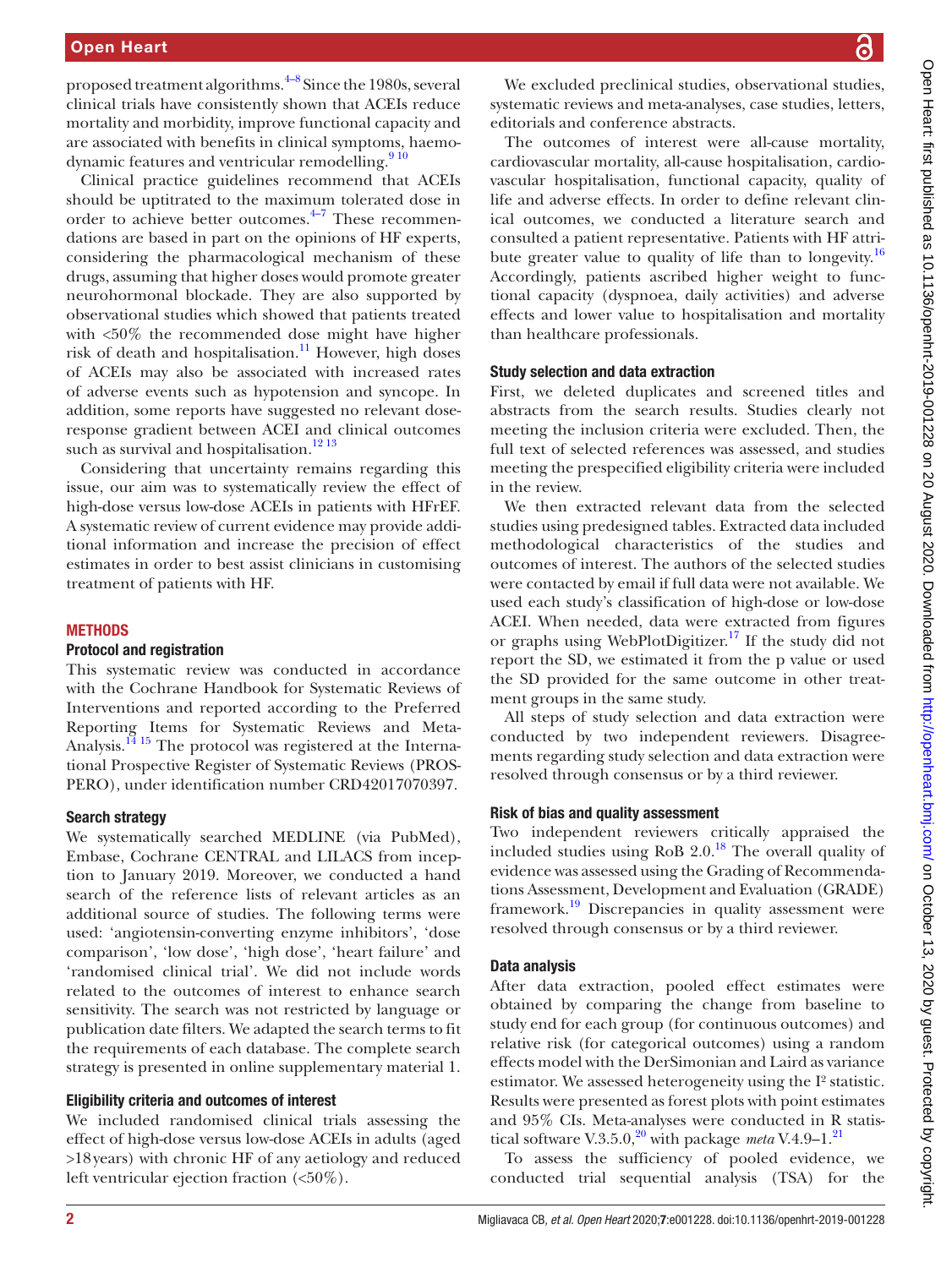proposed treatment algorithms.[4–8] Since the 1980s, several clinical trials have consistently shown that ACEIs reduce mortality and morbidity, improve functional capacity and are associated with benefits in clinical symptoms, haemodynamic features and ventricular remodelling.[9 10]

Clinical practice guidelines recommend that ACEIs should be uptitrated to the maximum tolerated dose in order to achieve better outcomes.[4–7] These recommendations are based in part on the opinions of HF experts, considering the pharmacological mechanism of these drugs, assuming that higher doses would promote greater neurohormonal blockade. They are also supported by observational studies which showed that patients treated with <50% the recommended dose might have higher risk of death and hospitalisation.[11] However, high doses of ACEIs may also be associated with increased rates of adverse events such as hypotension and syncope. In addition, some reports have suggested no relevant dose-response gradient between ACEI and clinical outcomes such as survival and hospitalisation.[12 13]

Considering that uncertainty remains regarding this issue, our aim was to systematically review the effect of high-dose versus low-dose ACEIs in patients with HFrEF. A systematic review of current evidence may provide additional information and increase the precision of effect estimates in order to best assist clinicians in customising treatment of patients with HF.

## METHODS

### Protocol and registration

This systematic review was conducted in accordance with the Cochrane Handbook for Systematic Reviews of Interventions and reported according to the Preferred Reporting Items for Systematic Reviews and Meta-Analysis.[14 15] The protocol was registered at the International Prospective Register of Systematic Reviews (PROSPERO), under identification number CRD42017070397.

### Search strategy

We systematically searched MEDLINE (via PubMed), Embase, Cochrane CENTRAL and LILACS from inception to January 2019. Moreover, we conducted a hand search of the reference lists of relevant articles as an additional source of studies. The following terms were used: 'angiotensin-converting enzyme inhibitors', 'dose comparison', 'low dose', 'high dose', 'heart failure' and 'randomised clinical trial'. We did not include words related to the outcomes of interest to enhance search sensitivity. The search was not restricted by language or publication date filters. We adapted the search terms to fit the requirements of each database. The complete search strategy is presented in online supplementary material 1.

### Eligibility criteria and outcomes of interest

We included randomised clinical trials assessing the effect of high-dose versus low-dose ACEIs in adults (aged >18 years) with chronic HF of any aetiology and reduced left ventricular ejection fraction (<50%).

We excluded preclinical studies, observational studies, systematic reviews and meta-analyses, case studies, letters, editorials and conference abstracts.

The outcomes of interest were all-cause mortality, cardiovascular mortality, all-cause hospitalisation, cardiovascular hospitalisation, functional capacity, quality of life and adverse effects. In order to define relevant clinical outcomes, we conducted a literature search and consulted a patient representative. Patients with HF attribute greater value to quality of life than to longevity.[16] Accordingly, patients ascribed higher weight to functional capacity (dyspnoea, daily activities) and adverse effects and lower value to hospitalisation and mortality than healthcare professionals.

### Study selection and data extraction

First, we deleted duplicates and screened titles and abstracts from the search results. Studies clearly not meeting the inclusion criteria were excluded. Then, the full text of selected references was assessed, and studies meeting the prespecified eligibility criteria were included in the review.

We then extracted relevant data from the selected studies using predesigned tables. Extracted data included methodological characteristics of the studies and outcomes of interest. The authors of the selected studies were contacted by email if full data were not available. We used each study's classification of high-dose or low-dose ACEI. When needed, data were extracted from figures or graphs using WebPlotDigitizer.[17] If the study did not report the SD, we estimated it from the p value or used the SD provided for the same outcome in other treatment groups in the same study.

All steps of study selection and data extraction were conducted by two independent reviewers. Disagreements regarding study selection and data extraction were resolved through consensus or by a third reviewer.

### Risk of bias and quality assessment

Two independent reviewers critically appraised the included studies using RoB 2.0.[18] The overall quality of evidence was assessed using the Grading of Recommendations Assessment, Development and Evaluation (GRADE) framework.[19] Discrepancies in quality assessment were resolved through consensus or by a third reviewer.

### Data analysis

After data extraction, pooled effect estimates were obtained by comparing the change from baseline to study end for each group (for continuous outcomes) and relative risk (for categorical outcomes) using a random effects model with the DerSimonian and Laird as variance estimator. We assessed heterogeneity using the $I^2$ statistic. Results were presented as forest plots with point estimates and 95% CIs. Meta-analyses were conducted in R statistical software V.3.5.0,[20] with package *meta* V.4.9–1.[21]

To assess the sufficiency of pooled evidence, we conducted trial sequential analysis (TSA) for the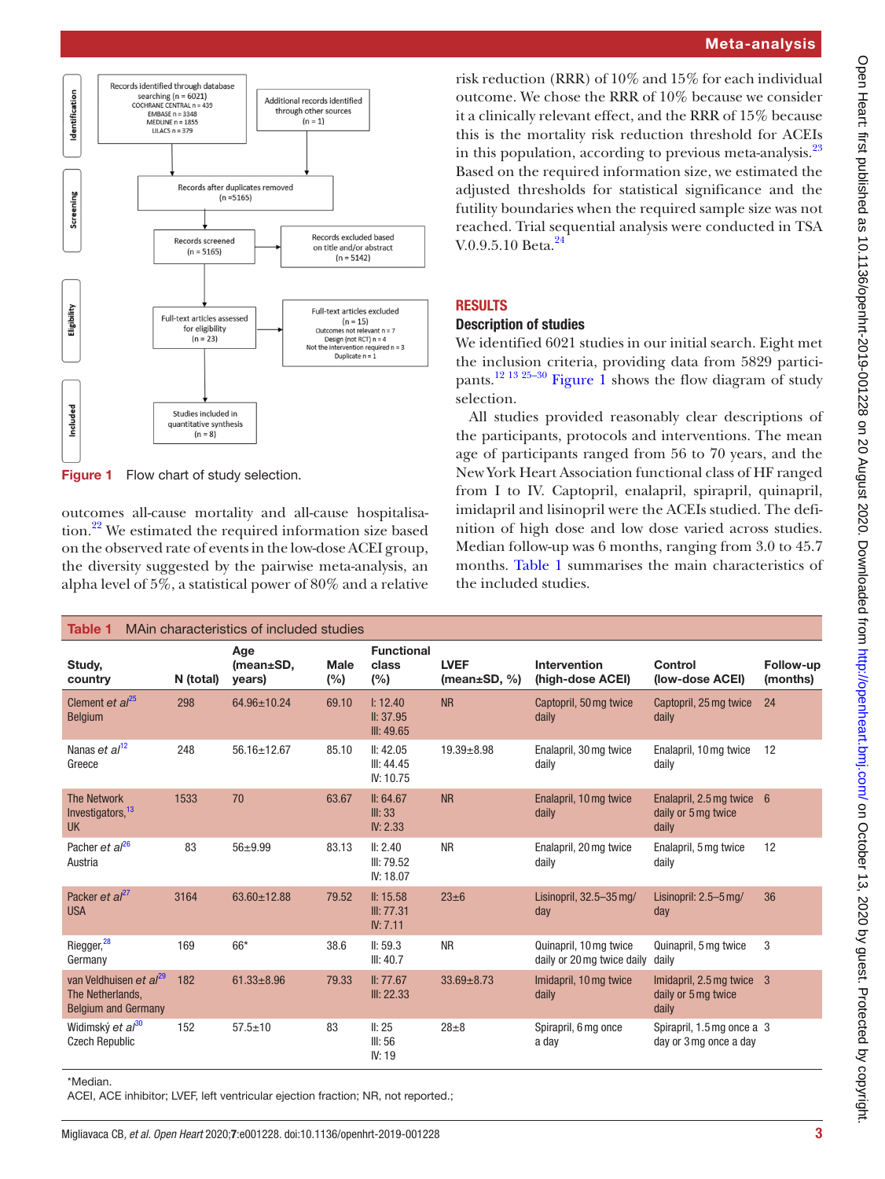Figure 1 Flow chart of study selection.

outcomes all-cause mortality and all-cause hospitalisation.[22] We estimated the required information size based on the observed rate of events in the low-dose ACEI group, the diversity suggested by the pairwise meta-analysis, an alpha level of 5%, a statistical power of 80% and a relative risk reduction (RRR) of 10% and 15% for each individual outcome. We chose the RRR of 10% because we consider it a clinically relevant effect, and the RRR of 15% because this is the mortality risk reduction threshold for ACEIs in this population, according to previous meta-analysis.[23] Based on the required information size, we estimated the adjusted thresholds for statistical significance and the futility boundaries when the required sample size was not reached. Trial sequential analysis were conducted in TSA V.0.9.5.10 Beta.[24]

## RESULTS

### Description of studies

We identified 6021 studies in our initial search. Eight met the inclusion criteria, providing data from 5829 participants.[12 13 25–30] Figure 1 shows the flow diagram of study selection.

All studies provided reasonably clear descriptions of the participants, protocols and interventions. The mean age of participants ranged from 56 to 70 years, and the New York Heart Association functional class of HF ranged from I to IV. Captopril, enalapril, spirapril, quinapril, imidapril and lisinopril were the ACEIs studied. The definition of high dose and low dose varied across studies. Median follow-up was 6 months, ranging from 3.0 to 45.7 months. Table 1 summarises the main characteristics of the included studies.

**Table 1** MAin characteristics of included studies

| Study, country | N (total) | Age (mean±SD, years) | Male (%) | Functional class (%) | LVEF (mean±SD, %) | Intervention (high-dose ACEI) | Control (low-dose ACEI) | Follow-up (months) |
|---|---|---|---|---|---|---|---|---|
| Clement *et al*[25] Belgium | 298 | 64.96±10.24 | 69.10 | I: 12.40<br>II: 37.95<br>III: 49.65 | NR | Captopril, 50 mg twice daily | Captopril, 25 mg twice daily | 24 |
| Nanas *et al*[12] Greece | 248 | 56.16±12.67 | 85.10 | II: 42.05<br>III: 44.45<br>IV: 10.75 | 19.39±8.98 | Enalapril, 30 mg twice daily | Enalapril, 10 mg twice daily | 12 |
| The Network Investigators,[13] UK | 1533 | 70 | 63.67 | II: 64.67<br>III: 33<br>IV: 2.33 | NR | Enalapril, 10 mg twice daily | Enalapril, 2.5 mg twice daily or 5 mg twice daily | 6 |
| Pacher *et al*[26] Austria | 83 | 56±9.99 | 83.13 | II: 2.40<br>III: 79.52<br>IV: 18.07 | NR | Enalapril, 20 mg twice daily | Enalapril, 5 mg twice daily | 12 |
| Packer *et al*[27] USA | 3164 | 63.60±12.88 | 79.52 | II: 15.58<br>III: 77.31<br>IV: 7.11 | 23±6 | Lisinopril, 32.5–35 mg/day | Lisinopril: 2.5–5 mg/day | 36 |
| Riegger,[28] Germany | 169 | 66* | 38.6 | II: 59.3<br>III: 40.7 | NR | Quinapril, 10 mg twice daily or 20 mg twice daily | Quinapril, 5 mg twice daily | 3 |
| van Veldhuisen *et al*[29] The Netherlands, Belgium and Germany | 182 | 61.33±8.96 | 79.33 | II: 77.67<br>III: 22.33 | 33.69±8.73 | Imidapril, 10 mg twice daily | Imidapril, 2.5 mg twice daily or 5 mg twice daily | 3 |
| Widimský *et al*[30] Czech Republic | 152 | 57.5±10 | 83 | II: 25<br>III: 56<br>IV: 19 | 28±8 | Spirapril, 6 mg once a day | Spirapril, 1.5 mg once a day or 3 mg once a day | 3 |

*Median.
ACEI, ACE inhibitor; LVEF, left ventricular ejection fraction; NR, not reported.;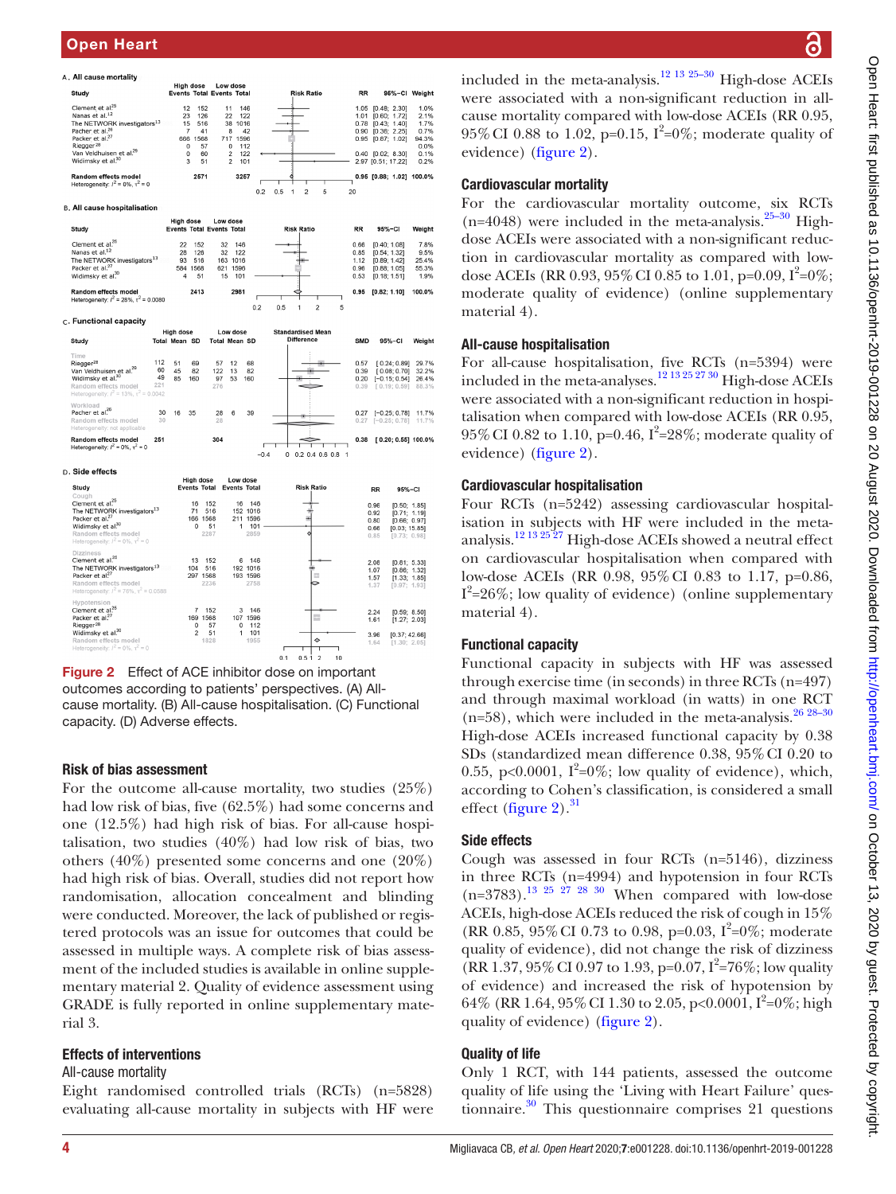**A. All cause mortality**

| Study | High dose Events | High dose Total | Low dose Events | Low dose Total | RR | 95%-CI | Weight |
|---|---|---|---|---|---|---|---|
| Clement et al[25] | 12 | 152 | 11 | 146 | 1.05 | [0.48; 2.30] | 1.0% |
| Nanas et al.[12] | 23 | 126 | 22 | 122 | 1.01 | [0.60; 1.72] | 2.1% |
| The NETWORK investigators[13] | 15 | 516 | 38 | 1016 | 0.78 | [0.43; 1.40] | 1.7% |
| Packer et al.[26] | 7 | 41 | 8 | 42 | 0.90 | [0.36; 2.25] | 0.7% |
| Packer et al.[27] | 666 | 1568 | 717 | 1596 | 0.95 | [0.87; 1.02] | 94.3% |
| Riegger[28] | 0 | 57 | 0 | 112 | | | 0.0% |
| Van Veldhuisen et al.[29] | 0 | 60 | 2 | 122 | 0.40 | [0.02; 8.30] | 0.1% |
| Widimsky et al.[30] | 3 | 51 | 2 | 101 | 2.97 | [0.51; 17.22] | 0.2% |
| Random effects model | | 2571 | | 3257 | 0.95 | [0.88; 1.02] | 100.0% |

Heterogeneity: $I^2 = 0\%$, $\tau^2 = 0$

**B. All cause hospitalisation**

| Study | High dose Events | High dose Total | Low dose Events | Low dose Total | RR | 95%-CI | Weight |
|---|---|---|---|---|---|---|---|
| Clement et al[25] | 22 | 152 | 32 | 146 | 0.66 | [0.40; 1.08] | 7.8% |
| Nanas et al.[12] | 28 | 126 | 32 | 122 | 0.85 | [0.54; 1.32] | 9.5% |
| The NETWORK investigators[13] | 93 | 516 | 163 | 1016 | 1.12 | [0.89; 1.42] | 25.4% |
| Packer et al.[27] | 584 | 1568 | 621 | 1596 | 0.96 | [0.88; 1.05] | 55.3% |
| Widimsky et al.[30] | 4 | 51 | 15 | 101 | 0.53 | [0.18; 1.51] | 1.9% |
| Random effects model | | 2413 | | 2981 | 0.95 | [0.82; 1.10] | 100.0% |

Heterogeneity: $I^2 = 28\%$, $\tau^2 = 0.0080$

**C. Functional capacity**

| Study | High dose Total | High dose Mean | High dose SD | Low dose Total | Low dose Mean | Low dose SD | SMD | 95%-CI | Weight |
|---|---|---|---|---|---|---|---|---|---|
| *Time* | | | | | | | | | |
| Riegger[28] | 112 | 51 | 69 | 57 | 12 | 68 | 0.57 | [0.24; 0.89] | 29.7% |
| Van Veldhuisen et al.[29] | 60 | 45 | 82 | 122 | 13 | 82 | 0.39 | [0.08; 0.70] | 32.2% |
| Widimsky et al.[30] | 49 | 85 | 160 | 97 | 53 | 160 | 0.20 | [−0.15; 0.54] | 26.4% |
| Random effects model | 221 | | | 276 | | | 0.39 | [0.19; 0.59] | 88.3% |
| Heterogeneity: $I^2 = 13\%$, $\tau^2 = 0.0042$ | | | | | | | | | |
| *Workload* | | | | | | | | | |
| Packer et al.[26] | 30 | 16 | 35 | 28 | 6 | 39 | 0.27 | [−0.25; 0.78] | 11.7% |
| Random effects model | 30 | | | 28 | | | 0.27 | [−0.25; 0.78] | 11.7% |
| Heterogeneity: not applicable | | | | | | | | | |
| Random effects model | 251 | | | 304 | | | 0.38 | [0.20; 0.55] | 100.0% |

Heterogeneity: $I^2 = 0\%$, $\tau^2 = 0$

**D. Side effects**

| Study | High dose Events | High dose Total | Low dose Events | Low dose Total | RR | 95%-CI |
|---|---|---|---|---|---|---|
| *Cough* | | | | | | |
| Clement et al[25] | 16 | 152 | 16 | 146 | 0.96 | [0.50; 1.85] |
| The NETWORK investigators[13] | 71 | 516 | 152 | 1016 | 0.92 | [0.71; 1.19] |
| Packer et al.[27] | 166 | 1568 | 211 | 1596 | 0.80 | [0.66; 0.97] |
| Widimsky et al.[30] | 0 | 51 | 1 | 101 | 0.66 | [0.03; 15.85] |
| Random effects model | | 2287 | | 2859 | 0.85 | [0.73; 0.98] |
| Heterogeneity: $I^2 = 0\%$, $\tau^2 = 0$ | | | | | | |
| *Dizziness* | | | | | | |
| Clement et al[25] | 13 | 152 | 6 | 146 | 2.08 | [0.81; 5.33] |
| The NETWORK investigators[13] | 104 | 516 | 192 | 1016 | 1.07 | [0.86; 1.32] |
| Packer et al.[27] | 297 | 1568 | 193 | 1596 | 1.57 | [1.33; 1.85] |
| Random effects model | | 2236 | | 2758 | 1.37 | [0.97; 1.93] |
| Heterogeneity: $I^2 = 76\%$, $\tau^2 = 0.0588$ | | | | | | |
| *Hypotension* | | | | | | |
| Clement et al[25] | 7 | 152 | 3 | 146 | 2.24 | [0.59; 8.50] |
| Packer et al.[27] | 169 | 1568 | 107 | 1596 | 1.61 | [1.27; 2.03] |
| Riegger[28] | 0 | 57 | 0 | 112 | | |
| Widimsky et al.[30] | 2 | 51 | 1 | 101 | 3.96 | [0.37; 42.66] |
| Random effects model | | 1828 | | 1955 | 1.64 | [1.30; 2.05] |
| Heterogeneity: $I^2 = 0\%$, $\tau^2 = 0$ | | | | | | |

**Figure 2** Effect of ACE inhibitor dose on important outcomes according to patients' perspectives. (A) All-cause mortality. (B) All-cause hospitalisation. (C) Functional capacity. (D) Adverse effects.

## Risk of bias assessment

For the outcome all-cause mortality, two studies (25%) had low risk of bias, five (62.5%) had some concerns and one (12.5%) had high risk of bias. For all-cause hospitalisation, two studies (40%) had low risk of bias, two others (40%) presented some concerns and one (20%) had high risk of bias. Overall, studies did not report how randomisation, allocation concealment and blinding were conducted. Moreover, the lack of published or registered protocols was an issue for outcomes that could be assessed in multiple ways. A complete risk of bias assessment of the included studies is available in online supplementary material 2. Quality of evidence assessment using GRADE is fully reported in online supplementary material 3.

## Effects of interventions

### All-cause mortality

Eight randomised controlled trials (RCTs) (n=5828) evaluating all-cause mortality in subjects with HF were included in the meta-analysis.[12 13 25–30] High-dose ACEIs were associated with a non-significant reduction in all-cause mortality compared with low-dose ACEIs (RR 0.95, 95% CI 0.88 to 1.02, p=0.15, $I^2$=0%; moderate quality of evidence) (figure 2).

### Cardiovascular mortality

For the cardiovascular mortality outcome, six RCTs (n=4048) were included in the meta-analysis.[25–30] High-dose ACEIs were associated with a non-significant reduction in cardiovascular mortality as compared with low-dose ACEIs (RR 0.93, 95% CI 0.85 to 1.01, p=0.09, $I^2$=0%; moderate quality of evidence) (online supplementary material 4).

### All-cause hospitalisation

For all-cause hospitalisation, five RCTs (n=5394) were included in the meta-analyses.[12 13 25 27 30] High-dose ACEIs were associated with a non-significant reduction in hospitalisation when compared with low-dose ACEIs (RR 0.95, 95% CI 0.82 to 1.10, p=0.46, $I^2$=28%; moderate quality of evidence) (figure 2).

### Cardiovascular hospitalisation

Four RCTs (n=5242) assessing cardiovascular hospitalisation in subjects with HF were included in the meta-analysis.[12 13 25 27] High-dose ACEIs showed a neutral effect on cardiovascular hospitalisation when compared with low-dose ACEIs (RR 0.98, 95% CI 0.83 to 1.17, p=0.86, $I^2$=26%; low quality of evidence) (online supplementary material 4).

### Functional capacity

Functional capacity in subjects with HF was assessed through exercise time (in seconds) in three RCTs (n=497) and through maximal workload (in watts) in one RCT (n=58), which were included in the meta-analysis.[26 28–30] High-dose ACEIs increased functional capacity by 0.38 SDs (standardized mean difference 0.38, 95% CI 0.20 to 0.55, p<0.0001, $I^2$=0%; low quality of evidence), which, according to Cohen's classification, is considered a small effect (figure 2).[31]

### Side effects

Cough was assessed in four RCTs (n=5146), dizziness in three RCTs (n=4994) and hypotension in four RCT (n=3783).[13 25 27 28 30] When compared with low-dose ACEIs, high-dose ACEIs reduced the risk of cough in 15% (RR 0.85, 95% CI 0.73 to 0.98, p=0.03, $I^2$=0%; moderate quality of evidence), did not change the risk of dizziness (RR 1.37, 95% CI 0.97 to 1.93, p=0.07, $I^2$=76%; low quality of evidence) and increased the risk of hypotension by 64% (RR 1.64, 95% CI 1.30 to 2.05, p<0.0001, $I^2$=0%; high quality of evidence) (figure 2).

### Quality of life

Only 1 RCT, with 144 patients, assessed the outcome quality of life using the 'Living with Heart Failure' questionnaire.[30] This questionnaire comprises 21 questions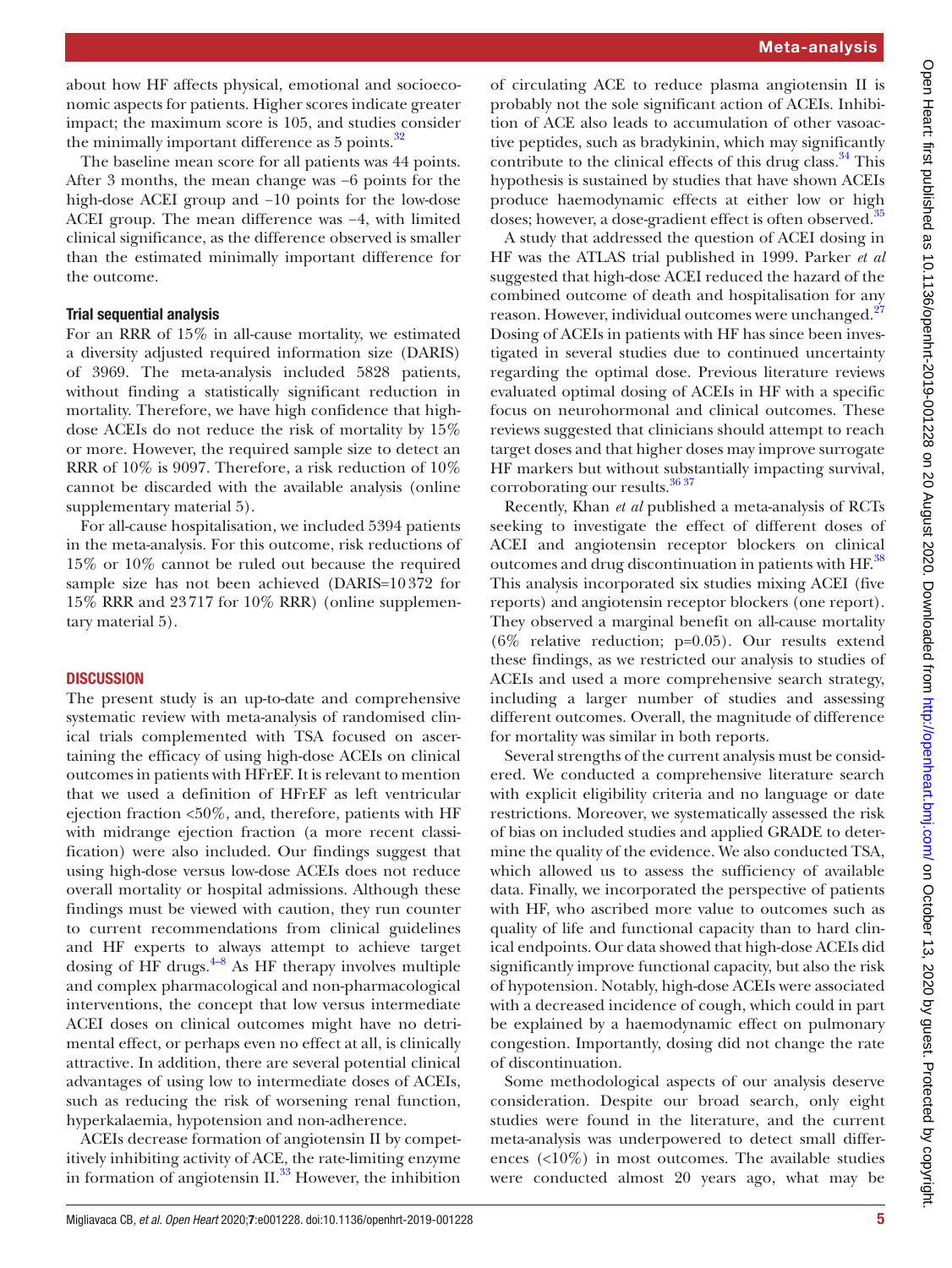about how HF affects physical, emotional and socioeconomic aspects for patients. Higher scores indicate greater impact; the maximum score is 105, and studies consider the minimally important difference as 5 points.[32]

The baseline mean score for all patients was 44 points. After 3 months, the mean change was −6 points for the high-dose ACEI group and −10 points for the low-dose ACEI group. The mean difference was −4, with limited clinical significance, as the difference observed is smaller than the estimated minimally important difference for the outcome.

### Trial sequential analysis

For an RRR of 15% in all-cause mortality, we estimated a diversity adjusted required information size (DARIS) of 3969. The meta-analysis included 5828 patients, without finding a statistically significant reduction in mortality. Therefore, we have high confidence that high-dose ACEIs do not reduce the risk of mortality by 15% or more. However, the required sample size to detect an RRR of 10% is 9097. Therefore, a risk reduction of 10% cannot be discarded with the available analysis (online supplementary material 5).

For all-cause hospitalisation, we included 5394 patients in the meta-analysis. For this outcome, risk reductions of 15% or 10% cannot be ruled out because the required sample size has not been achieved (DARIS=10 372 for 15% RRR and 23 717 for 10% RRR) (online supplementary material 5).

## DISCUSSION

The present study is an up-to-date and comprehensive systematic review with meta-analysis of randomised clinical trials complemented with TSA focused on ascertaining the efficacy of using high-dose ACEIs on clinical outcomes in patients with HFrEF. It is relevant to mention that we used a definition of HFrEF as left ventricular ejection fraction <50%, and, therefore, patients with HF with midrange ejection fraction (a more recent classification) were also included. Our findings suggest that using high-dose versus low-dose ACEIs does not reduce overall mortality or hospital admissions. Although these findings must be viewed with caution, they run counter to current recommendations from clinical guidelines and HF experts to always attempt to achieve target dosing of HF drugs.[4–8] As HF therapy involves multiple and complex pharmacological and non-pharmacological interventions, the concept that low versus intermediate ACEI doses on clinical outcomes might have no detrimental effect, or perhaps even no effect at all, is clinically attractive. In addition, there are several potential clinical advantages of using low to intermediate doses of ACEIs, such as reducing the risk of worsening renal function, hyperkalaemia, hypotension and non-adherence.

ACEIs decrease formation of angiotensin II by competitively inhibiting activity of ACE, the rate-limiting enzyme in formation of angiotensin II.[33] However, the inhibition of circulating ACE to reduce plasma angiotensin II is probably not the sole significant action of ACEIs. Inhibition of ACE also leads to accumulation of other vasoactive peptides, such as bradykinin, which may significantly contribute to the clinical effects of this drug class.[34] This hypothesis is sustained by studies that have shown ACEIs produce haemodynamic effects at either low or high doses; however, a dose-gradient effect is often observed.[35]

A study that addressed the question of ACEI dosing in HF was the ATLAS trial published in 1999. Parker *et al* suggested that high-dose ACEI reduced the hazard of the combined outcome of death and hospitalisation for any reason. However, individual outcomes were unchanged.[27] Dosing of ACEIs in patients with HF has since been investigated in several studies due to continued uncertainty regarding the optimal dose. Previous literature reviews evaluated optimal dosing of ACEIs in HF with a specific focus on neurohormonal and clinical outcomes. These reviews suggested that clinicians should attempt to reach target doses and that higher doses may improve surrogate HF markers but without substantially impacting survival, corroborating our results.[36 37]

Recently, Khan *et al* published a meta-analysis of RCTs seeking to investigate the effect of different doses of ACEI and angiotensin receptor blockers on clinical outcomes and drug discontinuation in patients with HF.[38] This analysis incorporated six studies mixing ACEI (five reports) and angiotensin receptor blockers (one report). They observed a marginal benefit on all-cause mortality (6% relative reduction; p=0.05). Our results extend these findings, as we restricted our analysis to studies of ACEIs and used a more comprehensive search strategy, including a larger number of studies and assessing different outcomes. Overall, the magnitude of difference for mortality was similar in both reports.

Several strengths of the current analysis must be considered. We conducted a comprehensive literature search with explicit eligibility criteria and no language or date restrictions. Moreover, we systematically assessed the risk of bias on included studies and applied GRADE to determine the quality of the evidence. We also conducted TSA, which allowed us to assess the sufficiency of available data. Finally, we incorporated the perspective of patients with HF, who ascribed more value to outcomes such as quality of life and functional capacity than to hard clinical endpoints. Our data showed that high-dose ACEIs did significantly improve functional capacity, but also the risk of hypotension. Notably, high-dose ACEIs were associated with a decreased incidence of cough, which could in part be explained by a haemodynamic effect on pulmonary congestion. Importantly, dosing did not change the rate of discontinuation.

Some methodological aspects of our analysis deserve consideration. Despite our broad search, only eight studies were found in the literature, and the current meta-analysis was underpowered to detect small differences (<10%) in most outcomes. The available studies were conducted almost 20 years ago, what may be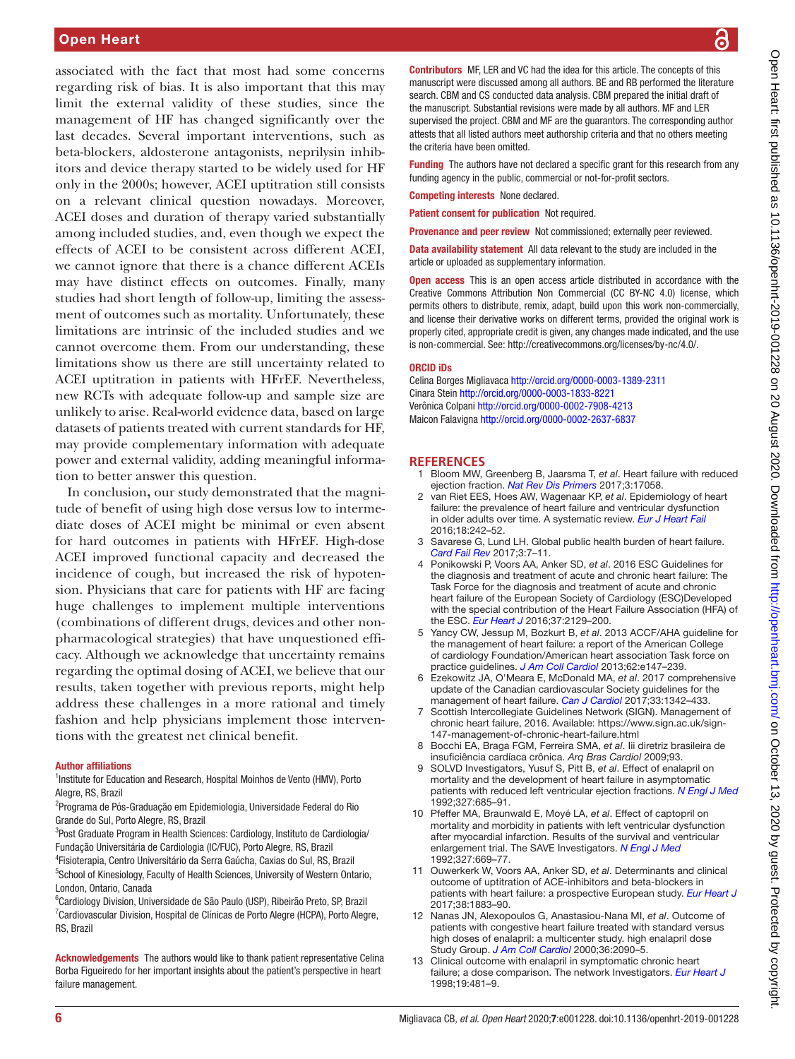associated with the fact that most had some concerns regarding risk of bias. It is also important that this may limit the external validity of these studies, since the management of HF has changed significantly over the last decades. Several important interventions, such as beta-blockers, aldosterone antagonists, neprilysin inhibitors and device therapy started to be widely used for HF only in the 2000s; however, ACEI uptitration still consists on a relevant clinical question nowadays. Moreover, ACEI doses and duration of therapy varied substantially among included studies, and, even though we expect the effects of ACEI to be consistent across different ACEI, we cannot ignore that there is a chance different ACEIs may have distinct effects on outcomes. Finally, many studies had short length of follow-up, limiting the assessment of outcomes such as mortality. Unfortunately, these limitations are intrinsic of the included studies and we cannot overcome them. From our understanding, these limitations show us there are still uncertainty related to ACEI uptitration in patients with HFrEF. Nevertheless, new RCTs with adequate follow-up and sample size are unlikely to arise. Real-world evidence data, based on large datasets of patients treated with current standards for HF, may provide complementary information with adequate power and external validity, adding meaningful information to better answer this question.

In conclusion, our study demonstrated that the magnitude of benefit of using high dose versus low to intermediate doses of ACEI might be minimal or even absent for hard outcomes in patients with HFrEF. High-dose ACEI improved functional capacity and decreased the incidence of cough, but increased the risk of hypotension. Physicians that care for patients with HF are facing huge challenges to implement multiple interventions (combinations of different drugs, devices and other non-pharmacological strategies) that have unquestioned efficacy. Although we acknowledge that uncertainty remains regarding the optimal dosing of ACEI, we believe that our results, taken together with previous reports, might help address these challenges in a more rational and timely fashion and help physicians implement those interventions with the greatest net clinical benefit.

**Author affiliations**

[1]Institute for Education and Research, Hospital Moinhos de Vento (HMV), Porto Alegre, RS, Brazil
[2]Programa de Pós-Graduação em Epidemiologia, Universidade Federal do Rio Grande do Sul, Porto Alegre, RS, Brazil
[3]Post Graduate Program in Health Sciences: Cardiology, Instituto de Cardiologia/ Fundação Universitária de Cardiologia (IC/FUC), Porto Alegre, RS, Brazil
[4]Fisioterapia, Centro Universitário da Serra Gaúcha, Caxias do Sul, RS, Brazil
[5]School of Kinesiology, Faculty of Health Sciences, University of Western Ontario, London, Ontario, Canada
[6]Cardiology Division, Universidade de São Paulo (USP), Ribeirão Preto, SP, Brazil
[7]Cardiovascular Division, Hospital de Clínicas de Porto Alegre (HCPA), Porto Alegre, RS, Brazil

**Acknowledgements** The authors would like to thank patient representative Celina Borba Figueiredo for her important insights about the patient's perspective in heart failure management.

**Contributors** MF, LER and VC had the idea for this article. The concepts of this manuscript were discussed among all authors. BE and RB performed the literature search. CBM and CS conducted data analysis. CBM prepared the initial draft of the manuscript. Substantial revisions were made by all authors. MF and LER supervised the project. CBM and MF are the guarantors. The corresponding author attests that all listed authors meet authorship criteria and that no others meeting the criteria have been omitted.

**Funding** The authors have not declared a specific grant for this research from any funding agency in the public, commercial or not-for-profit sectors.

**Competing interests** None declared.

**Patient consent for publication** Not required.

**Provenance and peer review** Not commissioned; externally peer reviewed.

**Data availability statement** All data relevant to the study are included in the article or uploaded as supplementary information.

**Open access** This is an open access article distributed in accordance with the Creative Commons Attribution Non Commercial (CC BY-NC 4.0) license, which permits others to distribute, remix, adapt, build upon this work non-commercially, and license their derivative works on different terms, provided the original work is properly cited, appropriate credit is given, any changes made indicated, and the use is non-commercial. See: http://creativecommons.org/licenses/by-nc/4.0/.

**ORCID iDs**

Celina Borges Migliavaca http://orcid.org/0000-0003-1389-2311
Cinara Stein http://orcid.org/0000-0003-1833-8221
Verônica Colpani http://orcid.org/0000-0002-7908-4213
Maicon Falavigna http://orcid.org/0000-0002-2637-6837

## REFERENCES

1. Bloom MW, Greenberg B, Jaarsma T, *et al*. Heart failure with reduced ejection fraction. *Nat Rev Dis Primers* 2017;3:17058.
2. van Riet EES, Hoes AW, Wagenaar KP, *et al*. Epidemiology of heart failure: the prevalence of heart failure and ventricular dysfunction in older adults over time. A systematic review. *Eur J Heart Fail* 2016;18:242–52.
3. Savarese G, Lund LH. Global public health burden of heart failure. *Card Fail Rev* 2017;3:7–11.
4. Ponikowski P, Voors AA, Anker SD, *et al*. 2016 ESC Guidelines for the diagnosis and treatment of acute and chronic heart failure: The Task Force for the diagnosis and treatment of acute and chronic heart failure of the European Society of Cardiology (ESC)Developed with the special contribution of the Heart Failure Association (HFA) of the ESC. *Eur Heart J* 2016;37:2129–200.
5. Yancy CW, Jessup M, Bozkurt B, *et al*. 2013 ACCF/AHA guideline for the management of heart failure: a report of the American College of cardiology Foundation/American heart association Task force on practice guidelines. *J Am Coll Cardiol* 2013;62:e147–239.
6. Ezekowitz JA, O'Meara E, McDonald MA, *et al*. 2017 comprehensive update of the Canadian cardiovascular Society guidelines for the management of heart failure. *Can J Cardiol* 2017;33:1342–433.
7. Scottish Intercollegiate Guidelines Network (SIGN). Management of chronic heart failure, 2016. Available: https://www.sign.ac.uk/sign-147-management-of-chronic-heart-failure.html
8. Bocchi EA, Braga FGM, Ferreira SMA, *et al*. Iii diretriz brasileira de insuficiência cardíaca crônica. *Arq Bras Cardiol* 2009;93.
9. SOLVD Investigators, Yusuf S, Pitt B, *et al*. Effect of enalapril on mortality and the development of heart failure in asymptomatic patients with reduced left ventricular ejection fractions. *N Engl J Med* 1992;327:685–91.
10. Pfeffer MA, Braunwald E, Moyé LA, *et al*. Effect of captopril on mortality and morbidity in patients with left ventricular dysfunction after myocardial infarction. Results of the survival and ventricular enlargement trial. The SAVE Investigators. *N Engl J Med* 1992;327:669–77.
11. Ouwerkerk W, Voors AA, Anker SD, *et al*. Determinants and clinical outcome of uptitration of ACE-inhibitors and beta-blockers in patients with heart failure: a prospective European study. *Eur Heart J* 2017;38:1883–90.
12. Nanas JN, Alexopoulos G, Anastasiou-Nana MI, *et al*. Outcome of patients with congestive heart failure treated with standard versus high doses of enalapril: a multicenter study. high enalapril dose Study Group. *J Am Coll Cardiol* 2000;36:2090–5.
13. Clinical outcome with enalapril in symptomatic chronic heart failure; a dose comparison. The network Investigators. *Eur Heart J* 1998;19:481–9.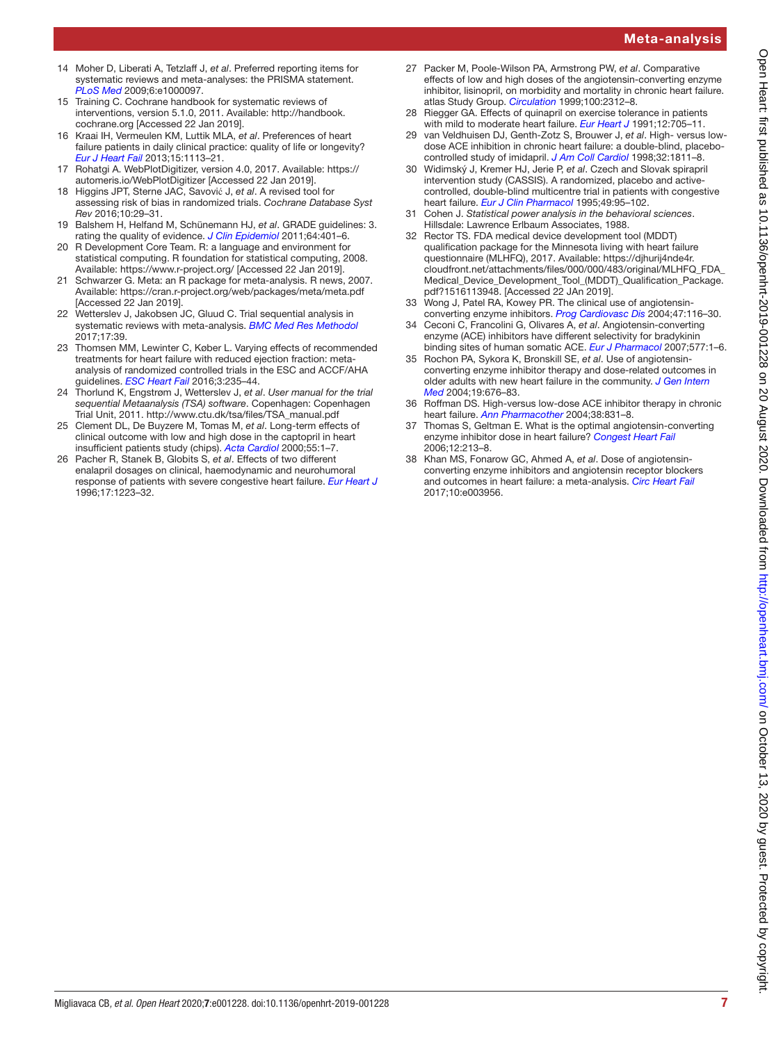14 Moher D, Liberati A, Tetzlaff J, *et al*. Preferred reporting items for systematic reviews and meta-analyses: the PRISMA statement. *PLoS Med* 2009;6:e1000097.

15 Training C. Cochrane handbook for systematic reviews of interventions, version 5.1.0, 2011. Available: http://handbook.cochrane.org [Accessed 22 Jan 2019].

16 Kraai IH, Vermeulen KM, Luttik MLA, *et al*. Preferences of heart failure patients in daily clinical practice: quality of life or longevity? *Eur J Heart Fail* 2013;15:1113–21.

17 Rohatgi A. WebPlotDigitizer, version 4.0, 2017. Available: https://automeris.io/WebPlotDigitizer [Accessed 22 Jan 2019].

18 Higgins JPT, Sterne JAC, Savović J, *et al*. A revised tool for assessing risk of bias in randomized trials. *Cochrane Database Syst Rev* 2016;10:29–31.

19 Balshem H, Helfand M, Schünemann HJ, *et al*. GRADE guidelines: 3. rating the quality of evidence. *J Clin Epidemiol* 2011;64:401–6.

20 R Development Core Team. R: a language and environment for statistical computing. R foundation for statistical computing, 2008. Available: https://www.r-project.org/ [Accessed 22 Jan 2019].

21 Schwarzer G. Meta: an R package for meta-analysis. R news, 2007. Available: https://cran.r-project.org/web/packages/meta/meta.pdf [Accessed 22 Jan 2019].

22 Wetterslev J, Jakobsen JC, Gluud C. Trial sequential analysis in systematic reviews with meta-analysis. *BMC Med Res Methodol* 2017;17:39.

23 Thomsen MM, Lewinter C, Køber L. Varying effects of recommended treatments for heart failure with reduced ejection fraction: meta-analysis of randomized controlled trials in the ESC and ACCF/AHA guidelines. *ESC Heart Fail* 2016;3:235–44.

24 Thorlund K, Engstrøm J, Wetterslev J, *et al*. *User manual for the trial sequential Metaanalysis (TSA) software*. Copenhagen: Copenhagen Trial Unit, 2011. http://www.ctu.dk/tsa/files/TSA_manual.pdf

25 Clement DL, De Buyzere M, Tomas M, *et al*. Long-term effects of clinical outcome with low and high dose in the captopril in heart insufficient patients study (chips). *Acta Cardiol* 2000;55:1–7.

26 Pacher R, Stanek B, Globits S, *et al*. Effects of two different enalapril dosages on clinical, haemodynamic and neurohumoral response of patients with severe congestive heart failure. *Eur Heart J* 1996;17:1223–32.

27 Packer M, Poole-Wilson PA, Armstrong PW, *et al*. Comparative effects of low and high doses of the angiotensin-converting enzyme inhibitor, lisinopril, on morbidity and mortality in chronic heart failure. atlas Study Group. *Circulation* 1999;100:2312–8.

28 Riegger GA. Effects of quinapril on exercise tolerance in patients with mild to moderate heart failure. *Eur Heart J* 1991;12:705–11.

29 van Veldhuisen DJ, Genth-Zotz S, Brouwer J, *et al*. High- versus low-dose ACE inhibition in chronic heart failure: a double-blind, placebo-controlled study of imidapril. *J Am Coll Cardiol* 1998;32:1811–8.

30 Widimský J, Kremer HJ, Jerie P, *et al*. Czech and Slovak spirapril intervention study (CASSIS). A randomized, placebo and active-controlled, double-blind multicentre trial in patients with congestive heart failure. *Eur J Clin Pharmacol* 1995;49:95–102.

31 Cohen J. *Statistical power analysis in the behavioral sciences*. Hillsdale: Lawrence Erlbaum Associates, 1988.

32 Rector TS. FDA medical device development tool (MDDT) qualification package for the Minnesota living with heart failure questionnaire (MLHFQ), 2017. Available: https://djhurij4nde4r.cloudfront.net/attachments/files/000/000/483/original/MLHFQ_FDA_Medical_Device_Development_Tool_(MDDT)_Qualification_Package.pdf?1516113948. [Accessed 22 JAn 2019].

33 Wong J, Patel RA, Kowey PR. The clinical use of angiotensin-converting enzyme inhibitors. *Prog Cardiovasc Dis* 2004;47:116–30.

34 Ceconi C, Francolini G, Olivares A, *et al*. Angiotensin-converting enzyme (ACE) inhibitors have different selectivity for bradykinin binding sites of human somatic ACE. *Eur J Pharmacol* 2007;577:1–6.

35 Rochon PA, Sykora K, Bronskill SE, *et al*. Use of angiotensin-converting enzyme inhibitor therapy and dose-related outcomes in older adults with new heart failure in the community. *J Gen Intern Med* 2004;19:676–83.

36 Roffman DS. High-versus low-dose ACE inhibitor therapy in chronic heart failure. *Ann Pharmacother* 2004;38:831–8.

37 Thomas S, Geltman E. What is the optimal angiotensin-converting enzyme inhibitor dose in heart failure? *Congest Heart Fail* 2006;12:213–8.

38 Khan MS, Fonarow GC, Ahmed A, *et al*. Dose of angiotensin-converting enzyme inhibitors and angiotensin receptor blockers and outcomes in heart failure: a meta-analysis. *Circ Heart Fail* 2017;10:e003956.